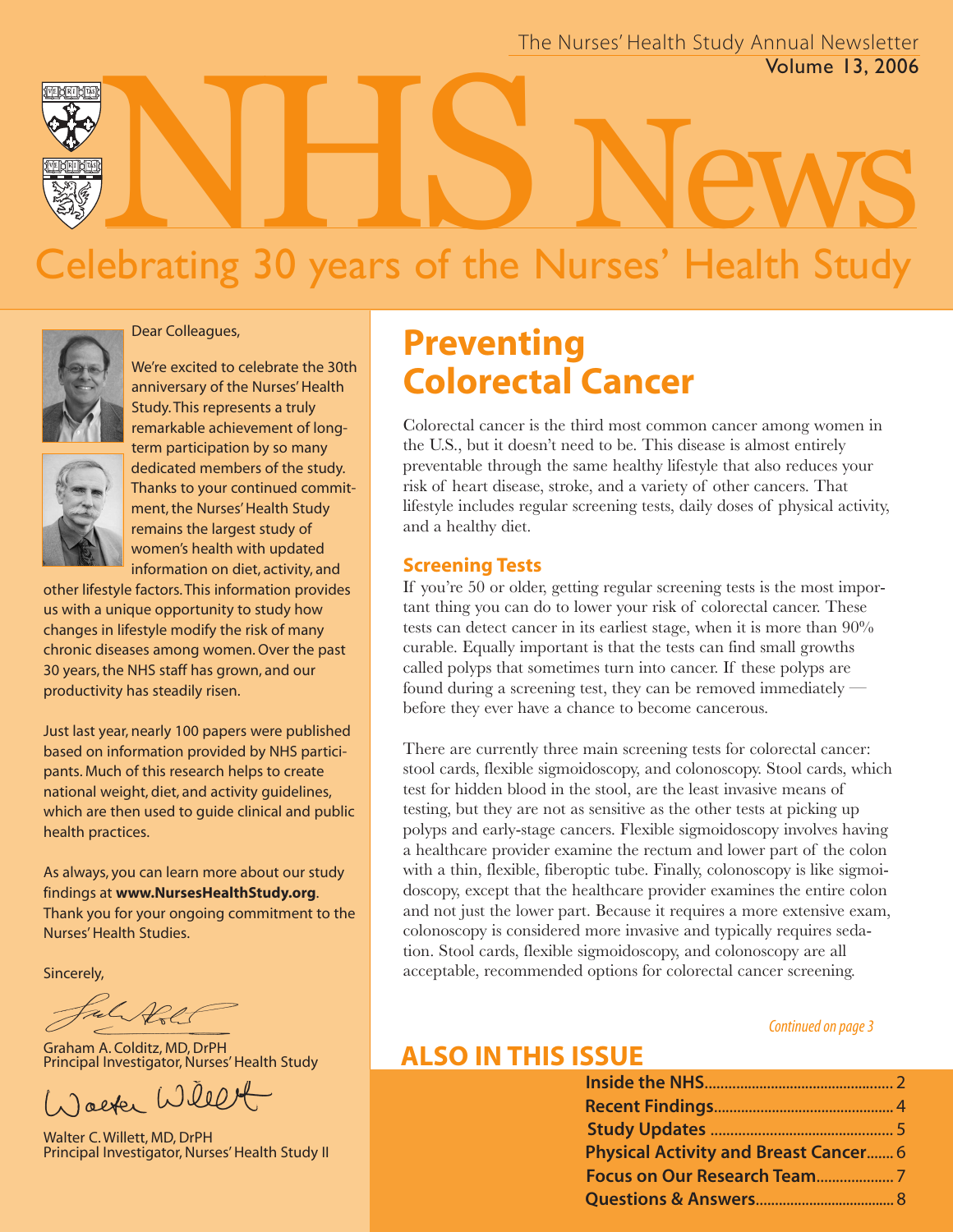The Nurses' Health Study Annual Newsletter
Volume 13, 2006

# NHS News

## Celebrating 30 years of the Nurses' Health Study

Dear Colleagues,

We're excited to celebrate the 30th anniversary of the Nurses' Health Study. This represents a truly remarkable achievement of long-term participation by so many dedicated members of the study. Thanks to your continued commitment, the Nurses' Health Study remains the largest study of women's health with updated information on diet, activity, and other lifestyle factors. This information provides us with a unique opportunity to study how changes in lifestyle modify the risk of many chronic diseases among women. Over the past 30 years, the NHS staff has grown, and our productivity has steadily risen.

Just last year, nearly 100 papers were published based on information provided by NHS participants. Much of this research helps to create national weight, diet, and activity guidelines, which are then used to guide clinical and public health practices.

As always, you can learn more about our study findings at **www.NursesHealthStudy.org**. Thank you for your ongoing commitment to the Nurses' Health Studies.

Sincerely,

Graham A. Colditz, MD, DrPH
Principal Investigator, Nurses' Health Study

Walter C. Willett, MD, DrPH
Principal Investigator, Nurses' Health Study II

## Preventing Colorectal Cancer

Colorectal cancer is the third most common cancer among women in the U.S., but it doesn't need to be. This disease is almost entirely preventable through the same healthy lifestyle that also reduces your risk of heart disease, stroke, and a variety of other cancers. That lifestyle includes regular screening tests, daily doses of physical activity, and a healthy diet.

### Screening Tests

If you're 50 or older, getting regular screening tests is the most important thing you can do to lower your risk of colorectal cancer. These tests can detect cancer in its earliest stage, when it is more than 90% curable. Equally important is that the tests can find small growths called polyps that sometimes turn into cancer. If these polyps are found during a screening test, they can be removed immediately — before they ever have a chance to become cancerous.

There are currently three main screening tests for colorectal cancer: stool cards, flexible sigmoidoscopy, and colonoscopy. Stool cards, which test for hidden blood in the stool, are the least invasive means of testing, but they are not as sensitive as the other tests at picking up polyps and early-stage cancers. Flexible sigmoidoscopy involves having a healthcare provider examine the rectum and lower part of the colon with a thin, flexible, fiberoptic tube. Finally, colonoscopy is like sigmoidoscopy, except that the healthcare provider examines the entire colon and not just the lower part. Because it requires a more extensive exam, colonoscopy is considered more invasive and typically requires sedation. Stool cards, flexible sigmoidoscopy, and colonoscopy are all acceptable, recommended options for colorectal cancer screening.

*Continued on page 3*

## ALSO IN THIS ISSUE

- **Inside the NHS** ........ 2
- **Recent Findings** ........ 4
- **Study Updates** ........ 5
- **Physical Activity and Breast Cancer** ........ 6
- **Focus on Our Research Team** ........ 7
- **Questions & Answers** ........ 8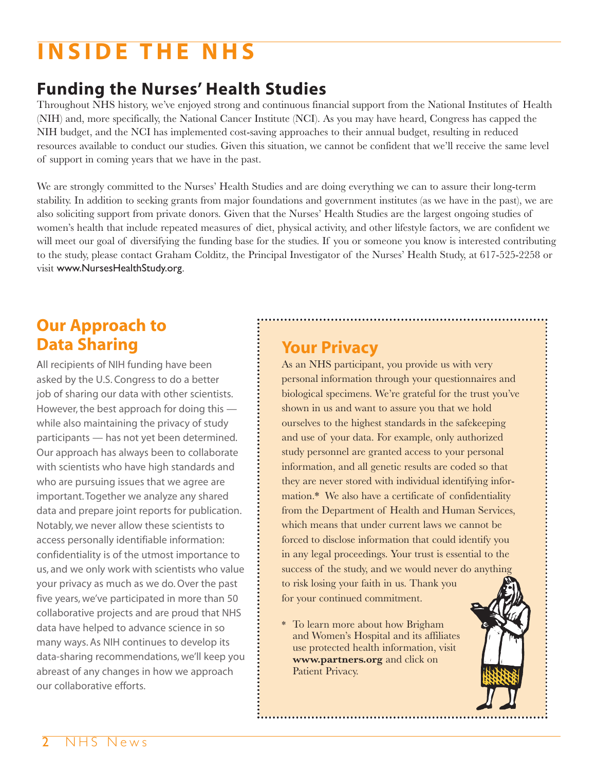# INSIDE THE NHS

## Funding the Nurses' Health Studies

Throughout NHS history, we've enjoyed strong and continuous financial support from the National Institutes of Health (NIH) and, more specifically, the National Cancer Institute (NCI). As you may have heard, Congress has capped the NIH budget, and the NCI has implemented cost-saving approaches to their annual budget, resulting in reduced resources available to conduct our studies. Given this situation, we cannot be confident that we'll receive the same level of support in coming years that we have in the past.

We are strongly committed to the Nurses' Health Studies and are doing everything we can to assure their long-term stability. In addition to seeking grants from major foundations and government institutes (as we have in the past), we are also soliciting support from private donors. Given that the Nurses' Health Studies are the largest ongoing studies of women's health that include repeated measures of diet, physical activity, and other lifestyle factors, we are confident we will meet our goal of diversifying the funding base for the studies. If you or someone you know is interested contributing to the study, please contact Graham Colditz, the Principal Investigator of the Nurses' Health Study, at 617-525-2258 or visit www.NursesHealthStudy.org.

## Our Approach to Data Sharing

All recipients of NIH funding have been asked by the U.S. Congress to do a better job of sharing our data with other scientists. However, the best approach for doing this — while also maintaining the privacy of study participants — has not yet been determined. Our approach has always been to collaborate with scientists who have high standards and who are pursuing issues that we agree are important. Together we analyze any shared data and prepare joint reports for publication. Notably, we never allow these scientists to access personally identifiable information: confidentiality is of the utmost importance to us, and we only work with scientists who value your privacy as much as we do. Over the past five years, we've participated in more than 50 collaborative projects and are proud that NHS data have helped to advance science in so many ways. As NIH continues to develop its data-sharing recommendations, we'll keep you abreast of any changes in how we approach our collaborative efforts.

## Your Privacy

As an NHS participant, you provide us with very personal information through your questionnaires and biological specimens. We're grateful for the trust you've shown in us and want to assure you that we hold ourselves to the highest standards in the safekeeping and use of your data. For example, only authorized study personnel are granted access to your personal information, and all genetic results are coded so that they are never stored with individual identifying information.* We also have a certificate of confidentiality from the Department of Health and Human Services, which means that under current laws we cannot be forced to disclose information that could identify you in any legal proceedings. Your trust is essential to the success of the study, and we would never do anything to risk losing your faith in us. Thank you for your continued commitment.

\* To learn more about how Brigham and Women's Hospital and its affiliates use protected health information, visit **www.partners.org** and click on Patient Privacy.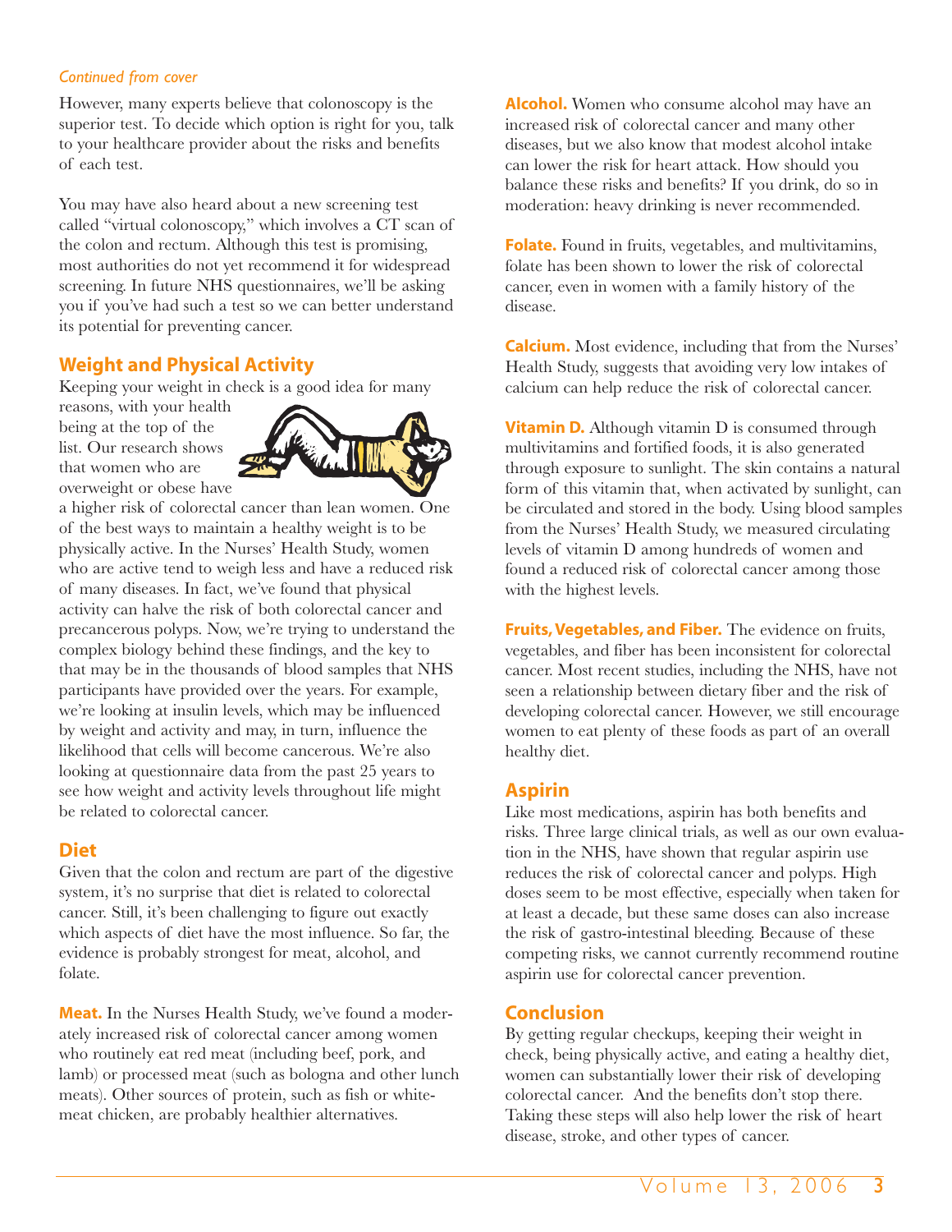*Continued from cover*

However, many experts believe that colonoscopy is the superior test. To decide which option is right for you, talk to your healthcare provider about the risks and benefits of each test.

You may have also heard about a new screening test called "virtual colonoscopy," which involves a CT scan of the colon and rectum. Although this test is promising, most authorities do not yet recommend it for widespread screening. In future NHS questionnaires, we'll be asking you if you've had such a test so we can better understand its potential for preventing cancer.

## Weight and Physical Activity

Keeping your weight in check is a good idea for many reasons, with your health being at the top of the list. Our research shows that women who are overweight or obese have a higher risk of colorectal cancer than lean women. One of the best ways to maintain a healthy weight is to be physically active. In the Nurses' Health Study, women who are active tend to weigh less and have a reduced risk of many diseases. In fact, we've found that physical activity can halve the risk of both colorectal cancer and precancerous polyps. Now, we're trying to understand the complex biology behind these findings, and the key to that may be in the thousands of blood samples that NHS participants have provided over the years. For example, we're looking at insulin levels, which may be influenced by weight and activity and may, in turn, influence the likelihood that cells will become cancerous. We're also looking at questionnaire data from the past 25 years to see how weight and activity levels throughout life might be related to colorectal cancer.

## Diet

Given that the colon and rectum are part of the digestive system, it's no surprise that diet is related to colorectal cancer. Still, it's been challenging to figure out exactly which aspects of diet have the most influence. So far, the evidence is probably strongest for meat, alcohol, and folate.

**Meat.** In the Nurses Health Study, we've found a moderately increased risk of colorectal cancer among women who routinely eat red meat (including beef, pork, and lamb) or processed meat (such as bologna and other lunch meats). Other sources of protein, such as fish or white-meat chicken, are probably healthier alternatives.

**Alcohol.** Women who consume alcohol may have an increased risk of colorectal cancer and many other diseases, but we also know that modest alcohol intake can lower the risk for heart attack. How should you balance these risks and benefits? If you drink, do so in moderation: heavy drinking is never recommended.

**Folate.** Found in fruits, vegetables, and multivitamins, folate has been shown to lower the risk of colorectal cancer, even in women with a family history of the disease.

**Calcium.** Most evidence, including that from the Nurses' Health Study, suggests that avoiding very low intakes of calcium can help reduce the risk of colorectal cancer.

**Vitamin D.** Although vitamin D is consumed through multivitamins and fortified foods, it is also generated through exposure to sunlight. The skin contains a natural form of this vitamin that, when activated by sunlight, can be circulated and stored in the body. Using blood samples from the Nurses' Health Study, we measured circulating levels of vitamin D among hundreds of women and found a reduced risk of colorectal cancer among those with the highest levels.

**Fruits, Vegetables, and Fiber.** The evidence on fruits, vegetables, and fiber has been inconsistent for colorectal cancer. Most recent studies, including the NHS, have not seen a relationship between dietary fiber and the risk of developing colorectal cancer. However, we still encourage women to eat plenty of these foods as part of an overall healthy diet.

## Aspirin

Like most medications, aspirin has both benefits and risks. Three large clinical trials, as well as our own evaluation in the NHS, have shown that regular aspirin use reduces the risk of colorectal cancer and polyps. High doses seem to be most effective, especially when taken for at least a decade, but these same doses can also increase the risk of gastro-intestinal bleeding. Because of these competing risks, we cannot currently recommend routine aspirin use for colorectal cancer prevention.

## Conclusion

By getting regular checkups, keeping their weight in check, being physically active, and eating a healthy diet, women can substantially lower their risk of developing colorectal cancer. And the benefits don't stop there. Taking these steps will also help lower the risk of heart disease, stroke, and other types of cancer.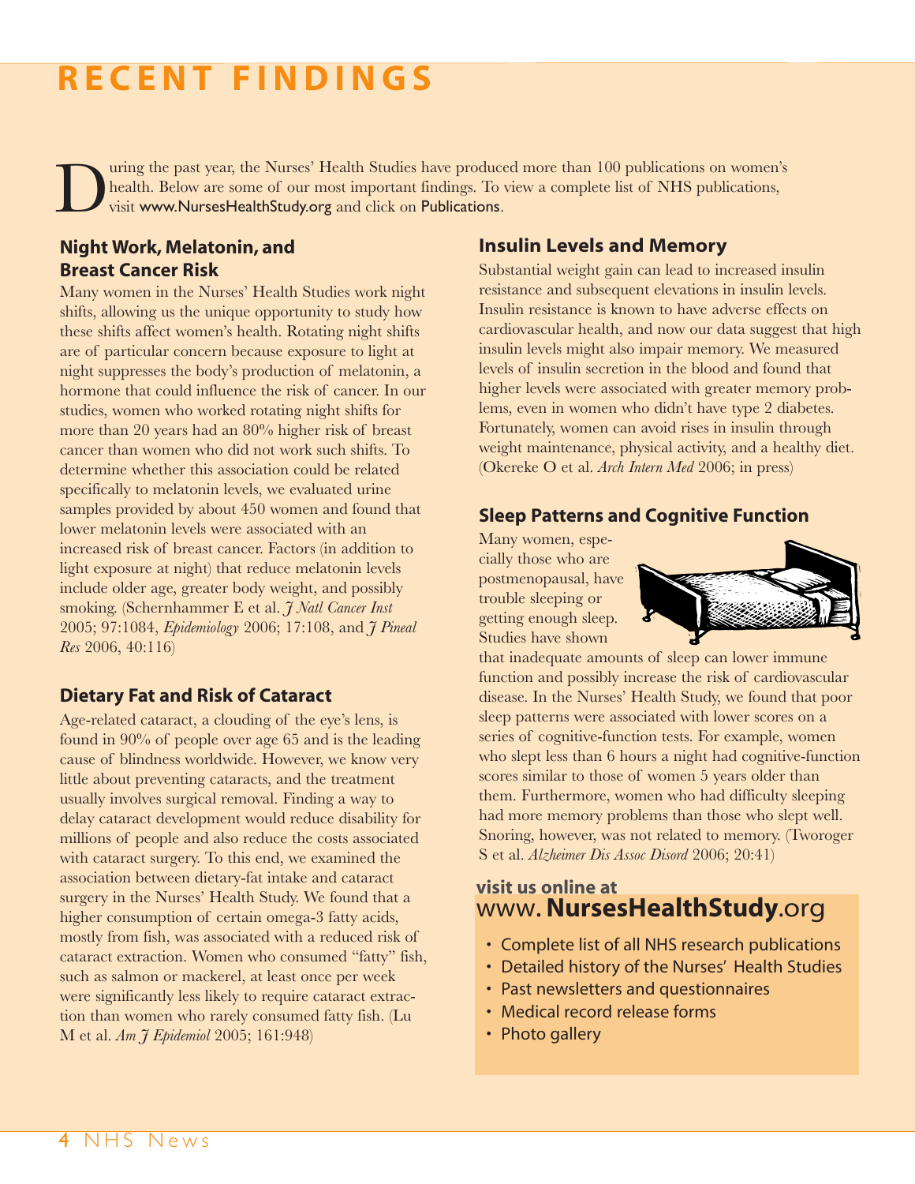# RECENT FINDINGS

During the past year, the Nurses' Health Studies have produced more than 100 publications on women's health. Below are some of our most important findings. To view a complete list of NHS publications, visit www.NursesHealthStudy.org and click on Publications.

## Night Work, Melatonin, and Breast Cancer Risk

Many women in the Nurses' Health Studies work night shifts, allowing us the unique opportunity to study how these shifts affect women's health. Rotating night shifts are of particular concern because exposure to light at night suppresses the body's production of melatonin, a hormone that could influence the risk of cancer. In our studies, women who worked rotating night shifts for more than 20 years had an 80% higher risk of breast cancer than women who did not work such shifts. To determine whether this association could be related specifically to melatonin levels, we evaluated urine samples provided by about 450 women and found that lower melatonin levels were associated with an increased risk of breast cancer. Factors (in addition to light exposure at night) that reduce melatonin levels include older age, greater body weight, and possibly smoking. (Schernhammer E et al. *J Natl Cancer Inst* 2005; 97:1084, *Epidemiology* 2006; 17:108, and *J Pineal Res* 2006, 40:116)

## Dietary Fat and Risk of Cataract

Age-related cataract, a clouding of the eye's lens, is found in 90% of people over age 65 and is the leading cause of blindness worldwide. However, we know very little about preventing cataracts, and the treatment usually involves surgical removal. Finding a way to delay cataract development would reduce disability for millions of people and also reduce the costs associated with cataract surgery. To this end, we examined the association between dietary-fat intake and cataract surgery in the Nurses' Health Study. We found that a higher consumption of certain omega-3 fatty acids, mostly from fish, was associated with a reduced risk of cataract extraction. Women who consumed "fatty" fish, such as salmon or mackerel, at least once per week were significantly less likely to require cataract extraction than women who rarely consumed fatty fish. (Lu M et al. *Am J Epidemiol* 2005; 161:948)

## Insulin Levels and Memory

Substantial weight gain can lead to increased insulin resistance and subsequent elevations in insulin levels. Insulin resistance is known to have adverse effects on cardiovascular health, and now our data suggest that high insulin levels might also impair memory. We measured levels of insulin secretion in the blood and found that higher levels were associated with greater memory problems, even in women who didn't have type 2 diabetes. Fortunately, women can avoid rises in insulin through weight maintenance, physical activity, and a healthy diet. (Okereke O et al. *Arch Intern Med* 2006; in press)

## Sleep Patterns and Cognitive Function

Many women, especially those who are postmenopausal, have trouble sleeping or getting enough sleep. Studies have shown that inadequate amounts of sleep can lower immune function and possibly increase the risk of cardiovascular disease. In the Nurses' Health Study, we found that poor sleep patterns were associated with lower scores on a series of cognitive-function tests. For example, women who slept less than 6 hours a night had cognitive-function scores similar to those of women 5 years older than them. Furthermore, women who had difficulty sleeping had more memory problems than those who slept well. Snoring, however, was not related to memory. (Tworoger S et al. *Alzheimer Dis Assoc Disord* 2006; 20:41)

**visit us online at**
**www.NursesHealthStudy.org**

- Complete list of all NHS research publications
- Detailed history of the Nurses' Health Studies
- Past newsletters and questionnaires
- Medical record release forms
- Photo gallery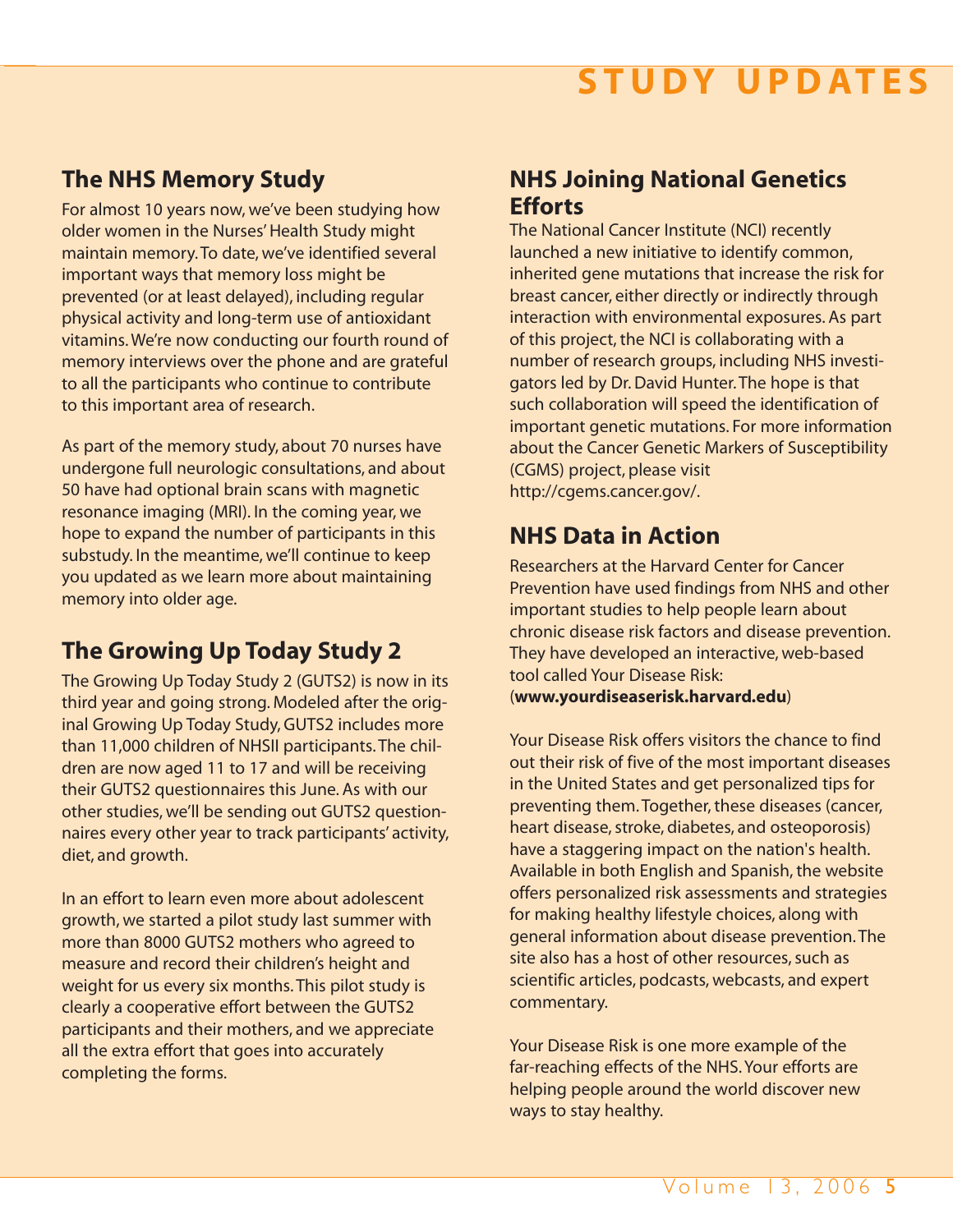# STUDY UPDATES

## The NHS Memory Study

For almost 10 years now, we've been studying how older women in the Nurses' Health Study might maintain memory. To date, we've identified several important ways that memory loss might be prevented (or at least delayed), including regular physical activity and long-term use of antioxidant vitamins. We're now conducting our fourth round of memory interviews over the phone and are grateful to all the participants who continue to contribute to this important area of research.

As part of the memory study, about 70 nurses have undergone full neurologic consultations, and about 50 have had optional brain scans with magnetic resonance imaging (MRI). In the coming year, we hope to expand the number of participants in this substudy. In the meantime, we'll continue to keep you updated as we learn more about maintaining memory into older age.

## The Growing Up Today Study 2

The Growing Up Today Study 2 (GUTS2) is now in its third year and going strong. Modeled after the original Growing Up Today Study, GUTS2 includes more than 11,000 children of NHSII participants. The children are now aged 11 to 17 and will be receiving their GUTS2 questionnaires this June. As with our other studies, we'll be sending out GUTS2 questionnaires every other year to track participants' activity, diet, and growth.

In an effort to learn even more about adolescent growth, we started a pilot study last summer with more than 8000 GUTS2 mothers who agreed to measure and record their children's height and weight for us every six months. This pilot study is clearly a cooperative effort between the GUTS2 participants and their mothers, and we appreciate all the extra effort that goes into accurately completing the forms.

## NHS Joining National Genetics Efforts

The National Cancer Institute (NCI) recently launched a new initiative to identify common, inherited gene mutations that increase the risk for breast cancer, either directly or indirectly through interaction with environmental exposures. As part of this project, the NCI is collaborating with a number of research groups, including NHS investigators led by Dr. David Hunter. The hope is that such collaboration will speed the identification of important genetic mutations. For more information about the Cancer Genetic Markers of Susceptibility (CGMS) project, please visit http://cgems.cancer.gov/.

## NHS Data in Action

Researchers at the Harvard Center for Cancer Prevention have used findings from NHS and other important studies to help people learn about chronic disease risk factors and disease prevention. They have developed an interactive, web-based tool called Your Disease Risk: (**www.yourdiseaserisk.harvard.edu**)

Your Disease Risk offers visitors the chance to find out their risk of five of the most important diseases in the United States and get personalized tips for preventing them. Together, these diseases (cancer, heart disease, stroke, diabetes, and osteoporosis) have a staggering impact on the nation's health. Available in both English and Spanish, the website offers personalized risk assessments and strategies for making healthy lifestyle choices, along with general information about disease prevention. The site also has a host of other resources, such as scientific articles, podcasts, webcasts, and expert commentary.

Your Disease Risk is one more example of the far-reaching effects of the NHS. Your efforts are helping people around the world discover new ways to stay healthy.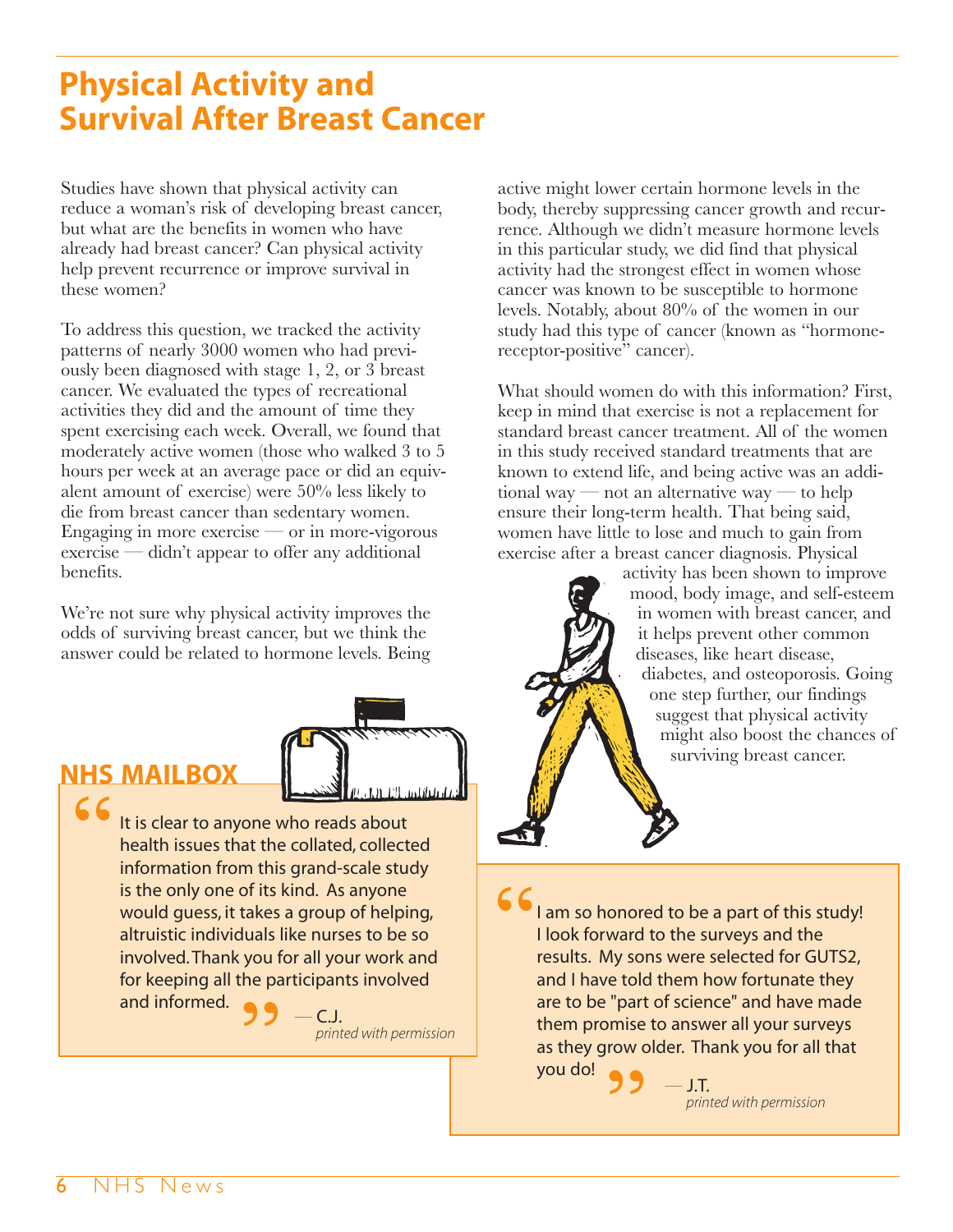# Physical Activity and Survival After Breast Cancer

Studies have shown that physical activity can reduce a woman's risk of developing breast cancer, but what are the benefits in women who have already had breast cancer? Can physical activity help prevent recurrence or improve survival in these women?

To address this question, we tracked the activity patterns of nearly 3000 women who had previously been diagnosed with stage 1, 2, or 3 breast cancer. We evaluated the types of recreational activities they did and the amount of time they spent exercising each week. Overall, we found that moderately active women (those who walked 3 to 5 hours per week at an average pace or did an equivalent amount of exercise) were 50% less likely to die from breast cancer than sedentary women. Engaging in more exercise — or in more-vigorous exercise — didn't appear to offer any additional benefits.

We're not sure why physical activity improves the odds of surviving breast cancer, but we think the answer could be related to hormone levels. Being active might lower certain hormone levels in the body, thereby suppressing cancer growth and recurrence. Although we didn't measure hormone levels in this particular study, we did find that physical activity had the strongest effect in women whose cancer was known to be susceptible to hormone levels. Notably, about 80% of the women in our study had this type of cancer (known as "hormone-receptor-positive" cancer).

What should women do with this information? First, keep in mind that exercise is not a replacement for standard breast cancer treatment. All of the women in this study received standard treatments that are known to extend life, and being active was an additional way — not an alternative way — to help ensure their long-term health. That being said, women have little to lose and much to gain from exercise after a breast cancer diagnosis. Physical activity has been shown to improve mood, body image, and self-esteem in women with breast cancer, and it helps prevent other common diseases, like heart disease, diabetes, and osteoporosis. Going one step further, our findings suggest that physical activity might also boost the chances of surviving breast cancer.

## NHS MAILBOX

"It is clear to anyone who reads about health issues that the collated, collected information from this grand-scale study is the only one of its kind. As anyone would guess, it takes a group of helping, altruistic individuals like nurses to be so involved. Thank you for all your work and for keeping all the participants involved and informed."

— C.J.
*printed with permission*

"I am so honored to be a part of this study! I look forward to the surveys and the results. My sons were selected for GUTS2, and I have told them how fortunate they are to be "part of science" and have made them promise to answer all your surveys as they grow older. Thank you for all that you do!"

— J.T.
*printed with permission*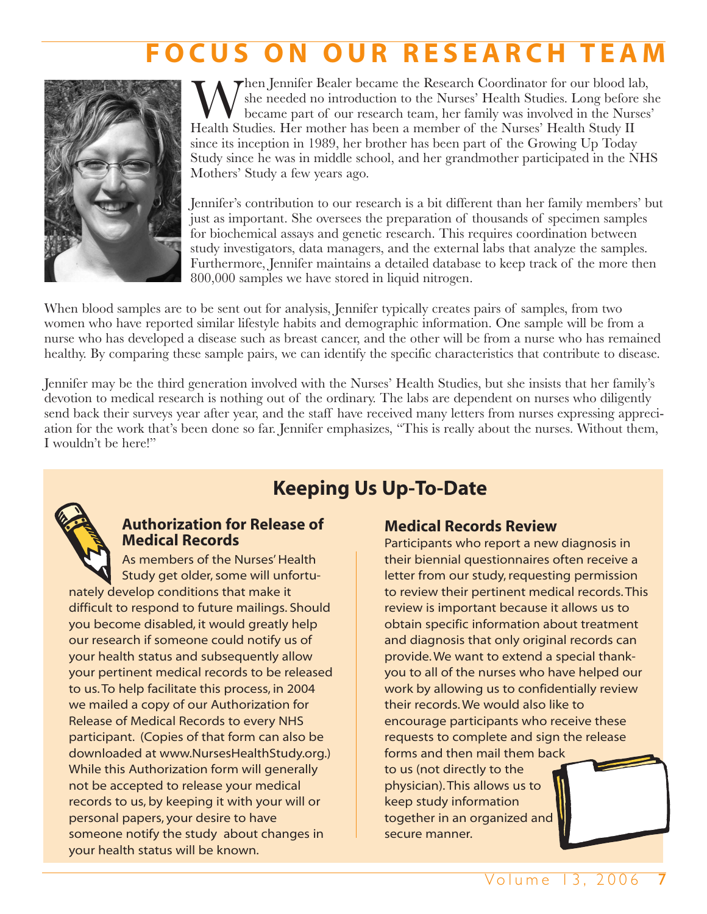# FOCUS ON OUR RESEARCH TEAM

When Jennifer Bealer became the Research Coordinator for our blood lab, she needed no introduction to the Nurses' Health Studies. Long before she became part of our research team, her family was involved in the Nurses' Health Studies. Her mother has been a member of the Nurses' Health Study II since its inception in 1989, her brother has been part of the Growing Up Today Study since he was in middle school, and her grandmother participated in the NHS Mothers' Study a few years ago.

Jennifer's contribution to our research is a bit different than her family members' but just as important. She oversees the preparation of thousands of specimen samples for biochemical assays and genetic research. This requires coordination between study investigators, data managers, and the external labs that analyze the samples. Furthermore, Jennifer maintains a detailed database to keep track of the more then 800,000 samples we have stored in liquid nitrogen.

When blood samples are to be sent out for analysis, Jennifer typically creates pairs of samples, from two women who have reported similar lifestyle habits and demographic information. One sample will be from a nurse who has developed a disease such as breast cancer, and the other will be from a nurse who has remained healthy. By comparing these sample pairs, we can identify the specific characteristics that contribute to disease.

Jennifer may be the third generation involved with the Nurses' Health Studies, but she insists that her family's devotion to medical research is nothing out of the ordinary. The labs are dependent on nurses who diligently send back their surveys year after year, and the staff have received many letters from nurses expressing appreciation for the work that's been done so far. Jennifer emphasizes, "This is really about the nurses. Without them, I wouldn't be here!"

## Keeping Us Up-To-Date

### Authorization for Release of Medical Records

As members of the Nurses' Health Study get older, some will unfortunately develop conditions that make it difficult to respond to future mailings. Should you become disabled, it would greatly help our research if someone could notify us of your health status and subsequently allow your pertinent medical records to be released to us. To help facilitate this process, in 2004 we mailed a copy of our Authorization for Release of Medical Records to every NHS participant. (Copies of that form can also be downloaded at www.NursesHealthStudy.org.) While this Authorization form will generally not be accepted to release your medical records to us, by keeping it with your will or personal papers, your desire to have someone notify the study about changes in your health status will be known.

### Medical Records Review

Participants who report a new diagnosis in their biennial questionnaires often receive a letter from our study, requesting permission to review their pertinent medical records. This review is important because it allows us to obtain specific information about treatment and diagnosis that only original records can provide. We want to extend a special thank-you to all of the nurses who have helped our work by allowing us to confidentially review their records. We would also like to encourage participants who receive these requests to complete and sign the release forms and then mail them back to us (not directly to the physician). This allows us to keep study information together in an organized and secure manner.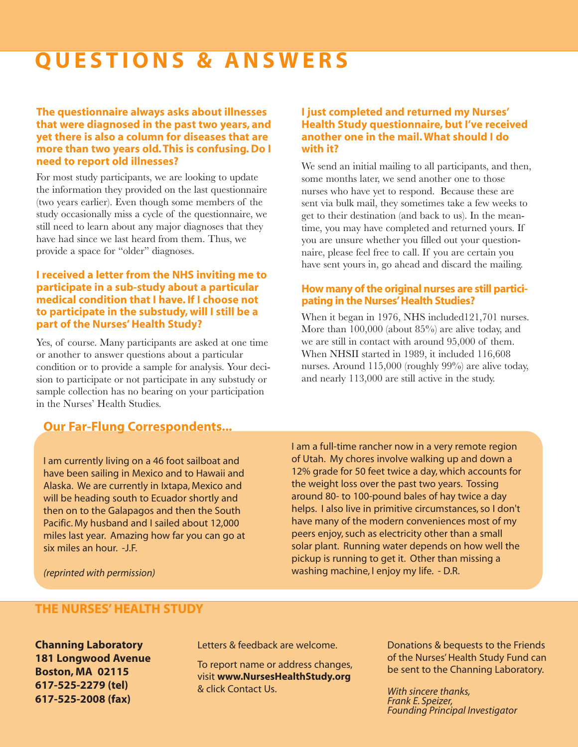# QUESTIONS & ANSWERS

**The questionnaire always asks about illnesses that were diagnosed in the past two years, and yet there is also a column for diseases that are more than two years old. This is confusing. Do I need to report old illnesses?**

For most study participants, we are looking to update the information they provided on the last questionnaire (two years earlier). Even though some members of the study occasionally miss a cycle of the questionnaire, we still need to learn about any major diagnoses that they have had since we last heard from them. Thus, we provide a space for "older" diagnoses.

**I received a letter from the NHS inviting me to participate in a sub-study about a particular medical condition that I have. If I choose not to participate in the substudy, will I still be a part of the Nurses' Health Study?**

Yes, of course. Many participants are asked at one time or another to answer questions about a particular condition or to provide a sample for analysis. Your decision to participate or not participate in any substudy or sample collection has no bearing on your participation in the Nurses' Health Studies.

**I just completed and returned my Nurses' Health Study questionnaire, but I've received another one in the mail. What should I do with it?**

We send an initial mailing to all participants, and then, some months later, we send another one to those nurses who have yet to respond. Because these are sent via bulk mail, they sometimes take a few weeks to get to their destination (and back to us). In the meantime, you may have completed and returned yours. If you are unsure whether you filled out your questionnaire, please feel free to call. If you are certain you have sent yours in, go ahead and discard the mailing.

**How many of the original nurses are still participating in the Nurses' Health Studies?**

When it began in 1976, NHS included121,701 nurses. More than 100,000 (about 85%) are alive today, and we are still in contact with around 95,000 of them. When NHSII started in 1989, it included 116,608 nurses. Around 115,000 (roughly 99%) are alive today, and nearly 113,000 are still active in the study.

## Our Far-Flung Correspondents...

I am currently living on a 46 foot sailboat and have been sailing in Mexico and to Hawaii and Alaska. We are currently in Ixtapa, Mexico and will be heading south to Ecuador shortly and then on to the Galapagos and then the South Pacific. My husband and I sailed about 12,000 miles last year. Amazing how far you can go at six miles an hour. -J.F.

*(reprinted with permission)*

I am a full-time rancher now in a very remote region of Utah. My chores involve walking up and down a 12% grade for 50 feet twice a day, which accounts for the weight loss over the past two years. Tossing around 80- to 100-pound bales of hay twice a day helps. I also live in primitive circumstances, so I don't have many of the modern conveniences most of my peers enjoy, such as electricity other than a small solar plant. Running water depends on how well the pickup is running to get it. Other than missing a washing machine, I enjoy my life. - D.R.

## THE NURSES' HEALTH STUDY

**Channing Laboratory**
**181 Longwood Avenue**
**Boston, MA 02115**
**617-525-2279 (tel)**
**617-525-2008 (fax)**

Letters & feedback are welcome.

To report name or address changes, visit **www.NursesHealthStudy.org** & click Contact Us.

Donations & bequests to the Friends of the Nurses' Health Study Fund can be sent to the Channing Laboratory.

*With sincere thanks,*
*Frank E. Speizer,*
*Founding Principal Investigator*